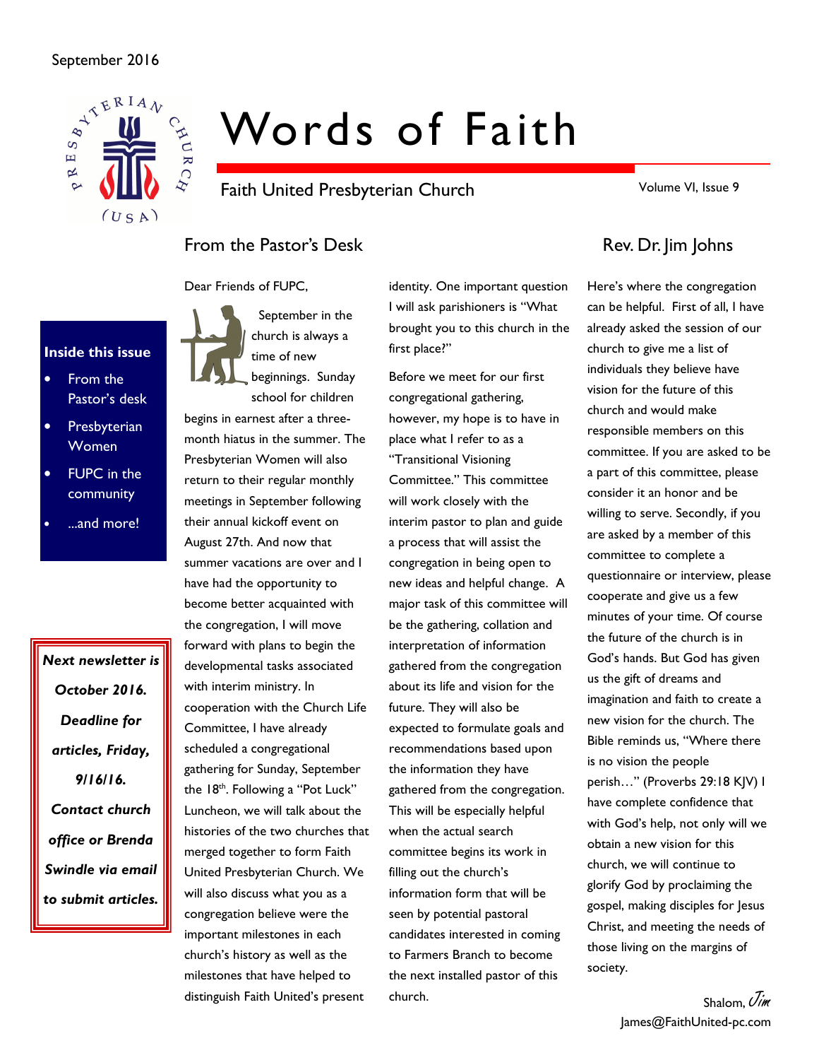September 2016

# Words of Faith

Faith United Presbyterian Church

Volume VI, Issue 9

**Inside this issue**

- From the Pastor's desk
- Presbyterian Women
- FUPC in the community
- ...and more!

***Next newsletter is October 2016. Deadline for articles, Friday, 9/16/16. Contact church office or Brenda Swindle via email to submit articles.***

## From the Pastor's Desk

## Rev. Dr. Jim Johns

Dear Friends of FUPC,

September in the church is always a time of new beginnings. Sunday school for children begins in earnest after a three-month hiatus in the summer. The Presbyterian Women will also return to their regular monthly meetings in September following their annual kickoff event on August 27th. And now that summer vacations are over and I have had the opportunity to become better acquainted with the congregation, I will move forward with plans to begin the developmental tasks associated with interim ministry. In cooperation with the Church Life Committee, I have already scheduled a congregational gathering for Sunday, September the 18th. Following a "Pot Luck" Luncheon, we will talk about the histories of the two churches that merged together to form Faith United Presbyterian Church. We will also discuss what you as a congregation believe were the important milestones in each church's history as well as the milestones that have helped to distinguish Faith United's present identity. One important question I will ask parishioners is "What brought you to this church in the first place?"

Before we meet for our first congregational gathering, however, my hope is to have in place what I refer to as a "Transitional Visioning Committee." This committee will work closely with the interim pastor to plan and guide a process that will assist the congregation in being open to new ideas and helpful change. A major task of this committee will be the gathering, collation and interpretation of information gathered from the congregation about its life and vision for the future. They will also be expected to formulate goals and recommendations based upon the information they have gathered from the congregation. This will be especially helpful when the actual search committee begins its work in filling out the church's information form that will be seen by potential pastoral candidates interested in coming to Farmers Branch to become the next installed pastor of this church.

Here's where the congregation can be helpful. First of all, I have already asked the session of our church to give me a list of individuals they believe have vision for the future of this church and would make responsible members on this committee. If you are asked to be a part of this committee, please consider it an honor and be willing to serve. Secondly, if you are asked by a member of this committee to complete a questionnaire or interview, please cooperate and give us a few minutes of your time. Of course the future of the church is in God's hands. But God has given us the gift of dreams and imagination and faith to create a new vision for the church. The Bible reminds us, "Where there is no vision the people perish…" (Proverbs 29:18 KJV) I have complete confidence that with God's help, not only will we obtain a new vision for this church, we will continue to glorify God by proclaiming the gospel, making disciples for Jesus Christ, and meeting the needs of those living on the margins of society.

Shalom, *Jim*

James@FaithUnited-pc.com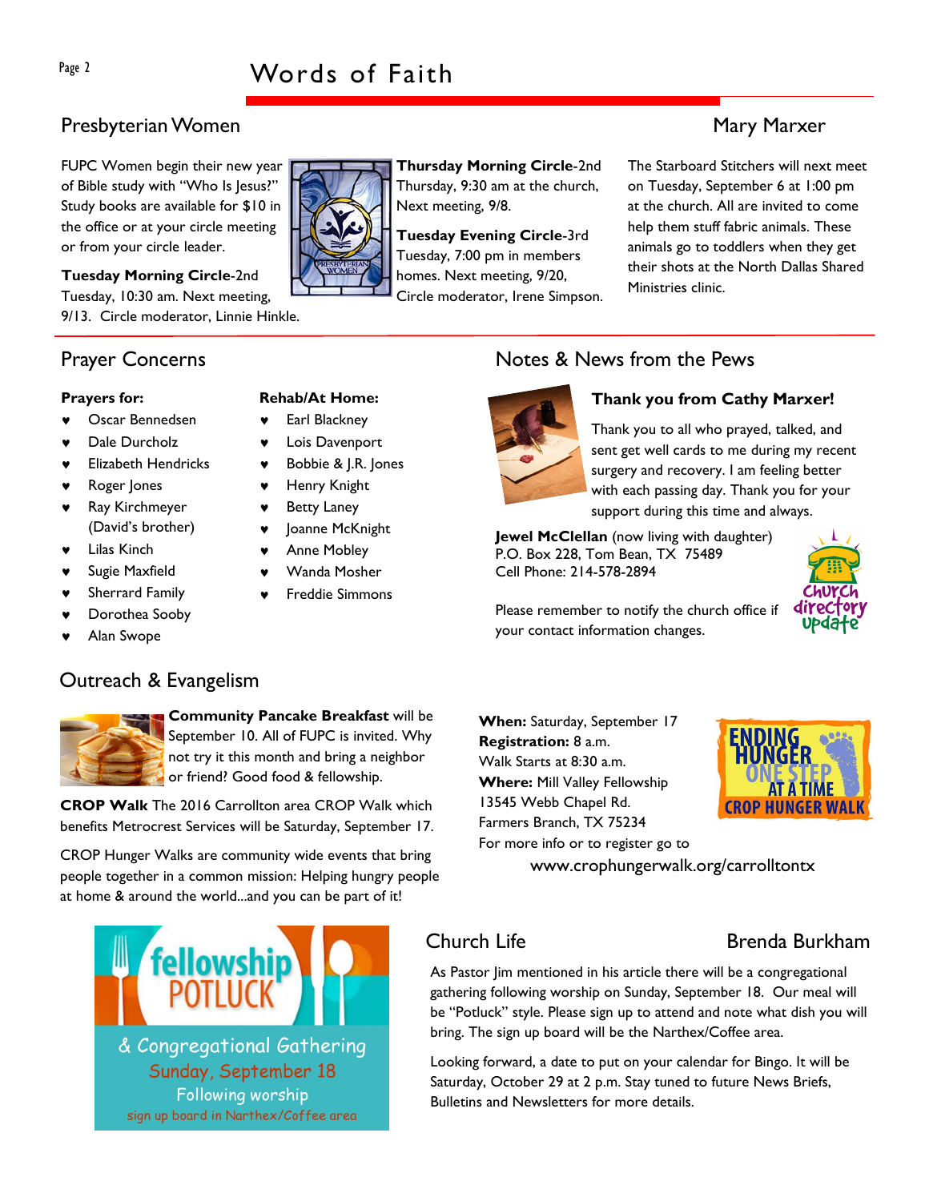## Presbyterian Women

FUPC Women begin their new year of Bible study with "Who Is Jesus?" Study books are available for $10 in the office or at your circle meeting or from your circle leader.

**Tuesday Morning Circle**-2nd Tuesday, 10:30 am. Next meeting, 9/13. Circle moderator, Linnie Hinkle.

**Thursday Morning Circle**-2nd Thursday, 9:30 am at the church, Next meeting, 9/8.

**Tuesday Evening Circle**-3rd Tuesday, 7:00 pm in members homes. Next meeting, 9/20, Circle moderator, Irene Simpson.

## Mary Marxer

The Starboard Stitchers will next meet on Tuesday, September 6 at 1:00 pm at the church. All are invited to come help them stuff fabric animals. These animals go to toddlers when they get their shots at the North Dallas Shared Ministries clinic.

## Prayer Concerns

**Prayers for:**

- Oscar Bennedsen
- Dale Durcholz
- Elizabeth Hendricks
- Roger Jones
- Ray Kirchmeyer (David's brother)
- Lilas Kinch
- Sugie Maxfield
- Sherrard Family
- Dorothea Sooby
- Alan Swope

**Rehab/At Home:**

- Earl Blackney
- Lois Davenport
- Bobbie & J.R. Jones
- Henry Knight
- Betty Laney
- Joanne McKnight
- Anne Mobley
- Wanda Mosher
- Freddie Simmons

## Notes & News from the Pews

**Thank you from Cathy Marxer!**

Thank you to all who prayed, talked, and sent get well cards to me during my recent surgery and recovery. I am feeling better with each passing day. Thank you for your support during this time and always.

**Jewel McClellan** (now living with daughter)
P.O. Box 228, Tom Bean, TX 75489
Cell Phone: 214-578-2894

Please remember to notify the church office if your contact information changes.

## Outreach & Evangelism

**Community Pancake Breakfast** will be September 10. All of FUPC is invited. Why not try it this month and bring a neighbor or friend? Good food & fellowship.

**CROP Walk** The 2016 Carrollton area CROP Walk which benefits Metrocrest Services will be Saturday, September 17.

CROP Hunger Walks are community wide events that bring people together in a common mission: Helping hungry people at home & around the world...and you can be part of it!

**When:** Saturday, September 17
**Registration:** 8 a.m.
Walk Starts at 8:30 a.m.
**Where:** Mill Valley Fellowship
13545 Webb Chapel Rd.
Farmers Branch, TX 75234
For more info or to register go to
www.crophungerwalk.org/carrolltontx

fellowship POTLUCK
& Congregational Gathering
Sunday, September 18
Following worship
sign up board in Narthex/Coffee area

## Church Life

## Brenda Burkham

As Pastor Jim mentioned in his article there will be a congregational gathering following worship on Sunday, September 18. Our meal will be "Potluck" style. Please sign up to attend and note what dish you will bring. The sign up board will be the Narthex/Coffee area.

Looking forward, a date to put on your calendar for Bingo. It will be Saturday, October 29 at 2 p.m. Stay tuned to future News Briefs, Bulletins and Newsletters for more details.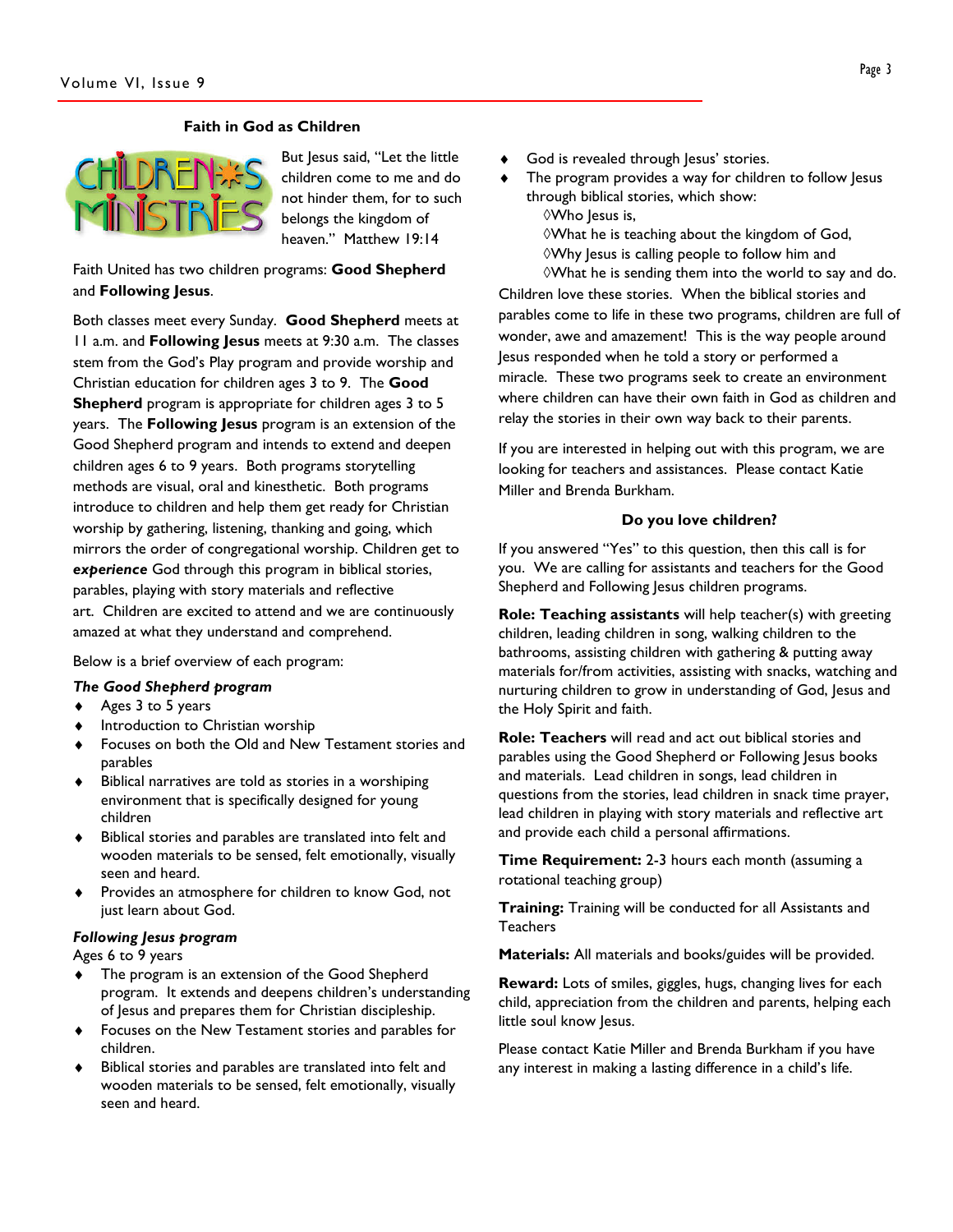## Faith in God as Children

But Jesus said, "Let the little children come to me and do not hinder them, for to such belongs the kingdom of heaven." Matthew 19:14

Faith United has two children programs: **Good Shepherd** and **Following Jesus**.

Both classes meet every Sunday. **Good Shepherd** meets at 11 a.m. and **Following Jesus** meets at 9:30 a.m. The classes stem from the God's Play program and provide worship and Christian education for children ages 3 to 9. The **Good Shepherd** program is appropriate for children ages 3 to 5 years. The **Following Jesus** program is an extension of the Good Shepherd program and intends to extend and deepen children ages 6 to 9 years. Both programs storytelling methods are visual, oral and kinesthetic. Both programs introduce to children and help them get ready for Christian worship by gathering, listening, thanking and going, which mirrors the order of congregational worship. Children get to ***experience*** God through this program in biblical stories, parables, playing with story materials and reflective art. Children are excited to attend and we are continuously amazed at what they understand and comprehend.

Below is a brief overview of each program:

### *The Good Shepherd program*

- Ages 3 to 5 years
- Introduction to Christian worship
- Focuses on both the Old and New Testament stories and parables
- Biblical narratives are told as stories in a worshiping environment that is specifically designed for young children
- Biblical stories and parables are translated into felt and wooden materials to be sensed, felt emotionally, visually seen and heard.
- Provides an atmosphere for children to know God, not just learn about God.

### *Following Jesus program*

Ages 6 to 9 years

- The program is an extension of the Good Shepherd program. It extends and deepens children's understanding of Jesus and prepares them for Christian discipleship.
- Focuses on the New Testament stories and parables for children.
- Biblical stories and parables are translated into felt and wooden materials to be sensed, felt emotionally, visually seen and heard.
- God is revealed through Jesus' stories.
- The program provides a way for children to follow Jesus through biblical stories, which show:
  - ◊Who Jesus is,
  - ◊What he is teaching about the kingdom of God,
  - ◊Why Jesus is calling people to follow him and
  - ◊What he is sending them into the world to say and do.

Children love these stories. When the biblical stories and parables come to life in these two programs, children are full of wonder, awe and amazement! This is the way people around Jesus responded when he told a story or performed a miracle. These two programs seek to create an environment where children can have their own faith in God as children and relay the stories in their own way back to their parents.

If you are interested in helping out with this program, we are looking for teachers and assistances. Please contact Katie Miller and Brenda Burkham.

## Do you love children?

If you answered "Yes" to this question, then this call is for you. We are calling for assistants and teachers for the Good Shepherd and Following Jesus children programs.

**Role: Teaching assistants** will help teacher(s) with greeting children, leading children in song, walking children to the bathrooms, assisting children with gathering & putting away materials for/from activities, assisting with snacks, watching and nurturing children to grow in understanding of God, Jesus and the Holy Spirit and faith.

**Role: Teachers** will read and act out biblical stories and parables using the Good Shepherd or Following Jesus books and materials. Lead children in songs, lead children in questions from the stories, lead children in snack time prayer, lead children in playing with story materials and reflective art and provide each child a personal affirmations.

**Time Requirement:** 2-3 hours each month (assuming a rotational teaching group)

**Training:** Training will be conducted for all Assistants and Teachers

**Materials:** All materials and books/guides will be provided.

**Reward:** Lots of smiles, giggles, hugs, changing lives for each child, appreciation from the children and parents, helping each little soul know Jesus.

Please contact Katie Miller and Brenda Burkham if you have any interest in making a lasting difference in a child's life.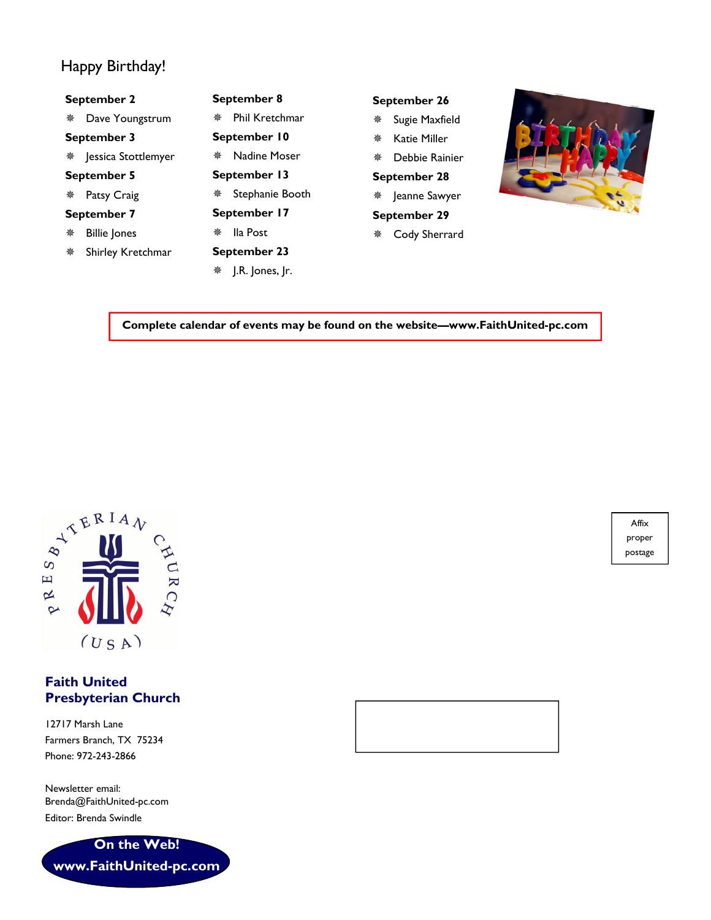# Happy Birthday!

**September 2**

- Dave Youngstrum

**September 3**

- Jessica Stottlemyer

**September 5**

- Patsy Craig

**September 7**

- Billie Jones
- Shirley Kretchmar

**September 8**

- Phil Kretchmar

**September 10**

- Nadine Moser

**September 13**

- Stephanie Booth

**September 17**

- Ila Post

**September 23**

- J.R. Jones, Jr.

**September 26**

- Sugie Maxfield
- Katie Miller
- Debbie Rainier

**September 28**

- Jeanne Sawyer

**September 29**

- Cody Sherrard

**Complete calendar of events may be found on the website—www.FaithUnited-pc.com**

PRESBYTERIAN CHURCH (USA)

## Faith United Presbyterian Church

12717 Marsh Lane
Farmers Branch, TX 75234
Phone: 972-243-2866

Newsletter email:
Brenda@FaithUnited-pc.com
Editor: Brenda Swindle

**On the Web!**
**www.FaithUnited-pc.com**

Affix proper postage